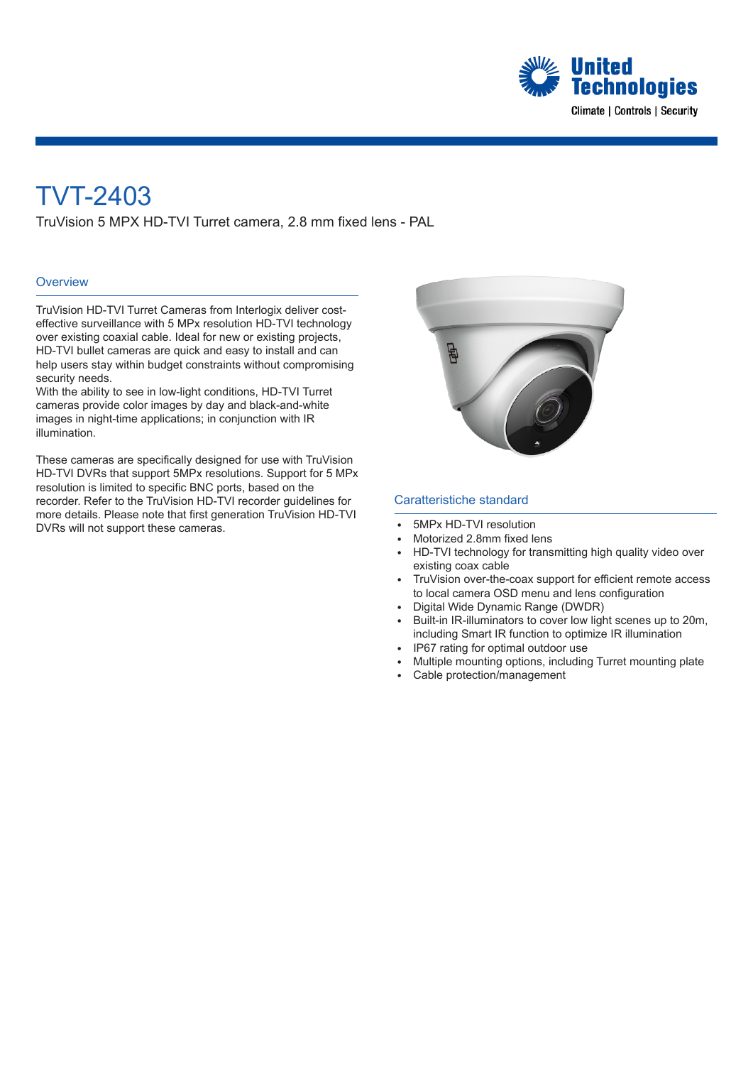# TVT-2403

TruVision 5 MPX HD-TVI Turret camera, 2.8 mm fixed lens - PAL

## Overview

TruVision HD-TVI Turret Cameras from Interlogix deliver cost-effective surveillance with 5 MPx resolution HD-TVI technology over existing coaxial cable. Ideal for new or existing projects, HD-TVI bullet cameras are quick and easy to install and can help users stay within budget constraints without compromising security needs.
With the ability to see in low-light conditions, HD-TVI Turret cameras provide color images by day and black-and-white images in night-time applications; in conjunction with IR illumination.

These cameras are specifically designed for use with TruVision HD-TVI DVRs that support 5MPx resolutions. Support for 5 MPx resolution is limited to specific BNC ports, based on the recorder. Refer to the TruVision HD-TVI recorder guidelines for more details. Please note that first generation TruVision HD-TVI DVRs will not support these cameras.

## Caratteristiche standard

- 5MPx HD-TVI resolution
- Motorized 2.8mm fixed lens
- HD-TVI technology for transmitting high quality video over existing coax cable
- TruVision over-the-coax support for efficient remote access to local camera OSD menu and lens configuration
- Digital Wide Dynamic Range (DWDR)
- Built-in IR-illuminators to cover low light scenes up to 20m, including Smart IR function to optimize IR illumination
- IP67 rating for optimal outdoor use
- Multiple mounting options, including Turret mounting plate
- Cable protection/management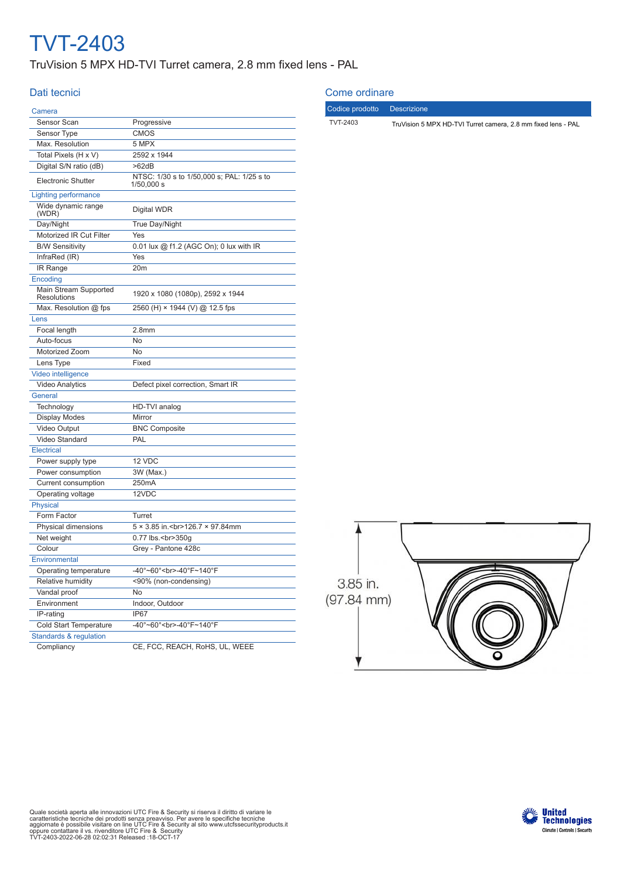# TVT-2403

TruVision 5 MPX HD-TVI Turret camera, 2.8 mm fixed lens - PAL

## Dati tecnici

| | |
|---|---|
| **Camera** | |
| Sensor Scan | Progressive |
| Sensor Type | CMOS |
| Max. Resolution | 5 MPX |
| Total Pixels (H x V) | 2592 x 1944 |
| Digital S/N ratio (dB) | >62dB |
| Electronic Shutter | NTSC: 1/30 s to 1/50,000 s; PAL: 1/25 s to 1/50,000 s |
| **Lighting performance** | |
| Wide dynamic range (WDR) | Digital WDR |
| Day/Night | True Day/Night |
| Motorized IR Cut Filter | Yes |
| B/W Sensitivity | 0.01 lux @ f1.2 (AGC On); 0 lux with IR |
| InfraRed (IR) | Yes |
| IR Range | 20m |
| **Encoding** | |
| Main Stream Supported Resolutions | 1920 x 1080 (1080p), 2592 x 1944 |
| Max. Resolution @ fps | 2560 (H) × 1944 (V) @ 12.5 fps |
| **Lens** | |
| Focal length | 2.8mm |
| Auto-focus | No |
| Motorized Zoom | No |
| Lens Type | Fixed |
| **Video intelligence** | |
| Video Analytics | Defect pixel correction, Smart IR |
| **General** | |
| Technology | HD-TVI analog |
| Display Modes | Mirror |
| Video Output | BNC Composite |
| Video Standard | PAL |
| **Electrical** | |
| Power supply type | 12 VDC |
| Power consumption | 3W (Max.) |
| Current consumption | 250mA |
| Operating voltage | 12VDC |
| **Physical** | |
| Form Factor | Turret |
| Physical dimensions | 5 × 3.85 in.<br>126.7 × 97.84mm |
| Net weight | 0.77 lbs.<br>350g |
| Colour | Grey - Pantone 428c |
| **Environmental** | |
| Operating temperature | -40°~60°<br>-40°F~140°F |
| Relative humidity | <90% (non-condensing) |
| Vandal proof | No |
| Environment | Indoor, Outdoor |
| IP-rating | IP67 |
| Cold Start Temperature | -40°~60°<br>-40°F~140°F |
| **Standards & regulation** | |
| Compliancy | CE, FCC, REACH, RoHS, UL, WEEE |

## Come ordinare

| Codice prodotto | Descrizione |
|---|---|
| TVT-2403 | TruVision 5 MPX HD-TVI Turret camera, 2.8 mm fixed lens - PAL |

3.85 in.
(97.84 mm)

Quale società aperta alle innovazioni UTC Fire & Security si riserva il diritto di variare le caratteristiche tecniche dei prodotti senza preavviso. Per avere le specifiche tecniche aggiornate è possibile visitare on line UTC Fire & Security al sito www.utcfssecurityproducts.it oppure contattare il vs. rivenditore UTC Fire & Security
TVT-2403-2022-06-28 02:02:31 Released :18-OCT-17

United Technologies
Climate | Controls | Security